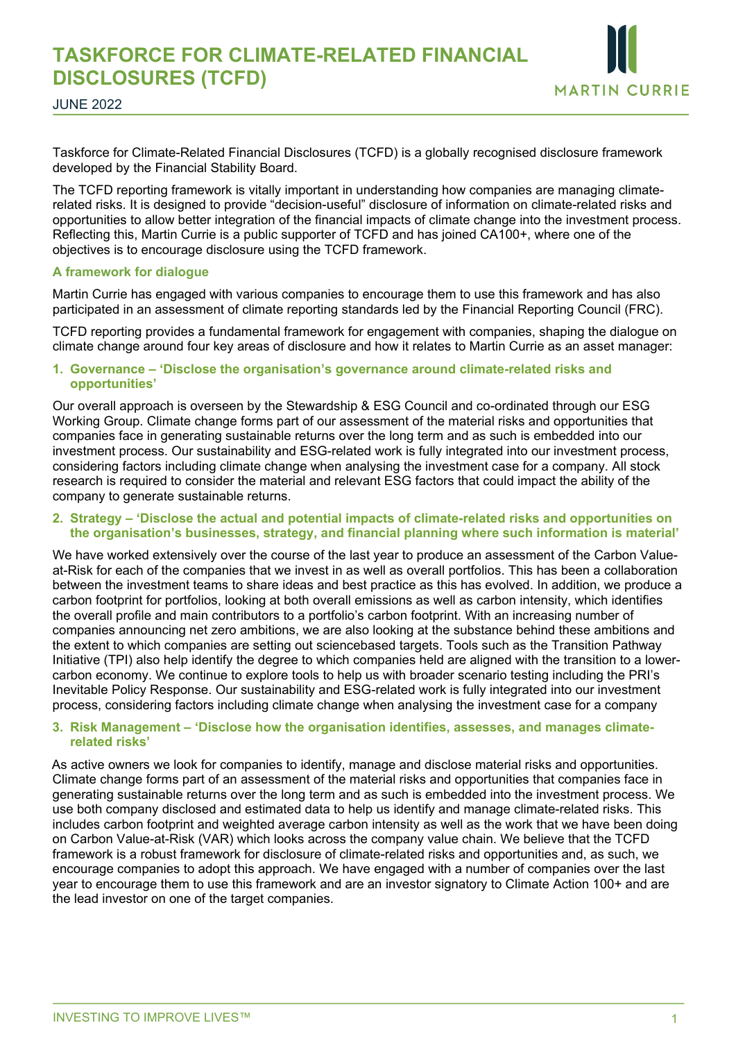# TASKFORCE FOR CLIMATE-RELATED FINANCIAL DISCLOSURES (TCFD)

JUNE 2022

Taskforce for Climate-Related Financial Disclosures (TCFD) is a globally recognised disclosure framework developed by the Financial Stability Board.

The TCFD reporting framework is vitally important in understanding how companies are managing climate-related risks. It is designed to provide "decision-useful" disclosure of information on climate-related risks and opportunities to allow better integration of the financial impacts of climate change into the investment process. Reflecting this, Martin Currie is a public supporter of TCFD and has joined CA100+, where one of the objectives is to encourage disclosure using the TCFD framework.

### A framework for dialogue

Martin Currie has engaged with various companies to encourage them to use this framework and has also participated in an assessment of climate reporting standards led by the Financial Reporting Council (FRC).

TCFD reporting provides a fundamental framework for engagement with companies, shaping the dialogue on climate change around four key areas of disclosure and how it relates to Martin Currie as an asset manager:

#### 1. Governance – 'Disclose the organisation's governance around climate-related risks and opportunities'

Our overall approach is overseen by the Stewardship & ESG Council and co-ordinated through our ESG Working Group. Climate change forms part of our assessment of the material risks and opportunities that companies face in generating sustainable returns over the long term and as such is embedded into our investment process. Our sustainability and ESG-related work is fully integrated into our investment process, considering factors including climate change when analysing the investment case for a company. All stock research is required to consider the material and relevant ESG factors that could impact the ability of the company to generate sustainable returns.

#### 2. Strategy – 'Disclose the actual and potential impacts of climate-related risks and opportunities on the organisation's businesses, strategy, and financial planning where such information is material'

We have worked extensively over the course of the last year to produce an assessment of the Carbon Value-at-Risk for each of the companies that we invest in as well as overall portfolios. This has been a collaboration between the investment teams to share ideas and best practice as this has evolved. In addition, we produce a carbon footprint for portfolios, looking at both overall emissions as well as carbon intensity, which identifies the overall profile and main contributors to a portfolio's carbon footprint. With an increasing number of companies announcing net zero ambitions, we are also looking at the substance behind these ambitions and the extent to which companies are setting out sciencebased targets. Tools such as the Transition Pathway Initiative (TPI) also help identify the degree to which companies held are aligned with the transition to a lower-carbon economy. We continue to explore tools to help us with broader scenario testing including the PRI's Inevitable Policy Response. Our sustainability and ESG-related work is fully integrated into our investment process, considering factors including climate change when analysing the investment case for a company

#### 3. Risk Management – 'Disclose how the organisation identifies, assesses, and manages climate-related risks'

As active owners we look for companies to identify, manage and disclose material risks and opportunities. Climate change forms part of an assessment of the material risks and opportunities that companies face in generating sustainable returns over the long term and as such is embedded into the investment process. We use both company disclosed and estimated data to help us identify and manage climate-related risks. This includes carbon footprint and weighted average carbon intensity as well as the work that we have been doing on Carbon Value-at-Risk (VAR) which looks across the company value chain. We believe that the TCFD framework is a robust framework for disclosure of climate-related risks and opportunities and, as such, we encourage companies to adopt this approach. We have engaged with a number of companies over the last year to encourage them to use this framework and are an investor signatory to Climate Action 100+ and are the lead investor on one of the target companies.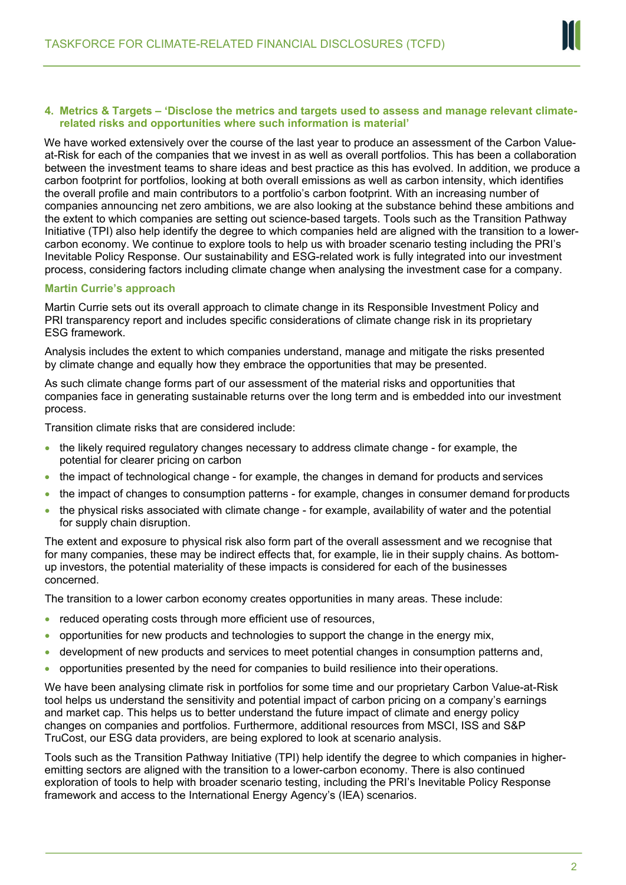### 4. Metrics & Targets – 'Disclose the metrics and targets used to assess and manage relevant climate-related risks and opportunities where such information is material'

We have worked extensively over the course of the last year to produce an assessment of the Carbon Value-at-Risk for each of the companies that we invest in as well as overall portfolios. This has been a collaboration between the investment teams to share ideas and best practice as this has evolved. In addition, we produce a carbon footprint for portfolios, looking at both overall emissions as well as carbon intensity, which identifies the overall profile and main contributors to a portfolio's carbon footprint. With an increasing number of companies announcing net zero ambitions, we are also looking at the substance behind these ambitions and the extent to which companies are setting out science-based targets. Tools such as the Transition Pathway Initiative (TPI) also help identify the degree to which companies held are aligned with the transition to a lower-carbon economy. We continue to explore tools to help us with broader scenario testing including the PRI's Inevitable Policy Response. Our sustainability and ESG-related work is fully integrated into our investment process, considering factors including climate change when analysing the investment case for a company.

#### Martin Currie's approach

Martin Currie sets out its overall approach to climate change in its Responsible Investment Policy and PRI transparency report and includes specific considerations of climate change risk in its proprietary ESG framework.

Analysis includes the extent to which companies understand, manage and mitigate the risks presented by climate change and equally how they embrace the opportunities that may be presented.

As such climate change forms part of our assessment of the material risks and opportunities that companies face in generating sustainable returns over the long term and is embedded into our investment process.

Transition climate risks that are considered include:

- the likely required regulatory changes necessary to address climate change - for example, the potential for clearer pricing on carbon
- the impact of technological change - for example, the changes in demand for products and services
- the impact of changes to consumption patterns - for example, changes in consumer demand for products
- the physical risks associated with climate change - for example, availability of water and the potential for supply chain disruption.

The extent and exposure to physical risk also form part of the overall assessment and we recognise that for many companies, these may be indirect effects that, for example, lie in their supply chains. As bottom-up investors, the potential materiality of these impacts is considered for each of the businesses concerned.

The transition to a lower carbon economy creates opportunities in many areas. These include:

- reduced operating costs through more efficient use of resources,
- opportunities for new products and technologies to support the change in the energy mix,
- development of new products and services to meet potential changes in consumption patterns and,
- opportunities presented by the need for companies to build resilience into their operations.

We have been analysing climate risk in portfolios for some time and our proprietary Carbon Value-at-Risk tool helps us understand the sensitivity and potential impact of carbon pricing on a company's earnings and market cap. This helps us to better understand the future impact of climate and energy policy changes on companies and portfolios. Furthermore, additional resources from MSCI, ISS and S&P TruCost, our ESG data providers, are being explored to look at scenario analysis.

Tools such as the Transition Pathway Initiative (TPI) help identify the degree to which companies in higher-emitting sectors are aligned with the transition to a lower-carbon economy. There is also continued exploration of tools to help with broader scenario testing, including the PRI's Inevitable Policy Response framework and access to the International Energy Agency's (IEA) scenarios.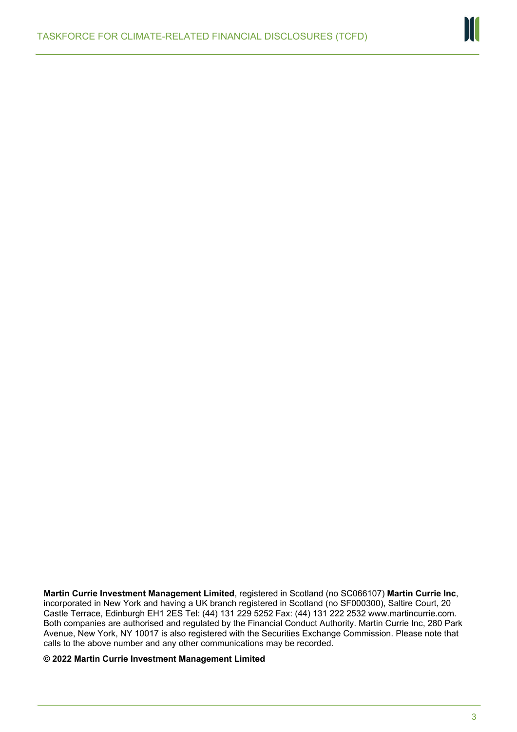**Martin Currie Investment Management Limited**, registered in Scotland (no SC066107) **Martin Currie Inc**, incorporated in New York and having a UK branch registered in Scotland (no SF000300), Saltire Court, 20 Castle Terrace, Edinburgh EH1 2ES Tel: (44) 131 229 5252 Fax: (44) 131 222 2532 www.martincurrie.com. Both companies are authorised and regulated by the Financial Conduct Authority. Martin Currie Inc, 280 Park Avenue, New York, NY 10017 is also registered with the Securities Exchange Commission. Please note that calls to the above number and any other communications may be recorded.

**© 2022 Martin Currie Investment Management Limited**